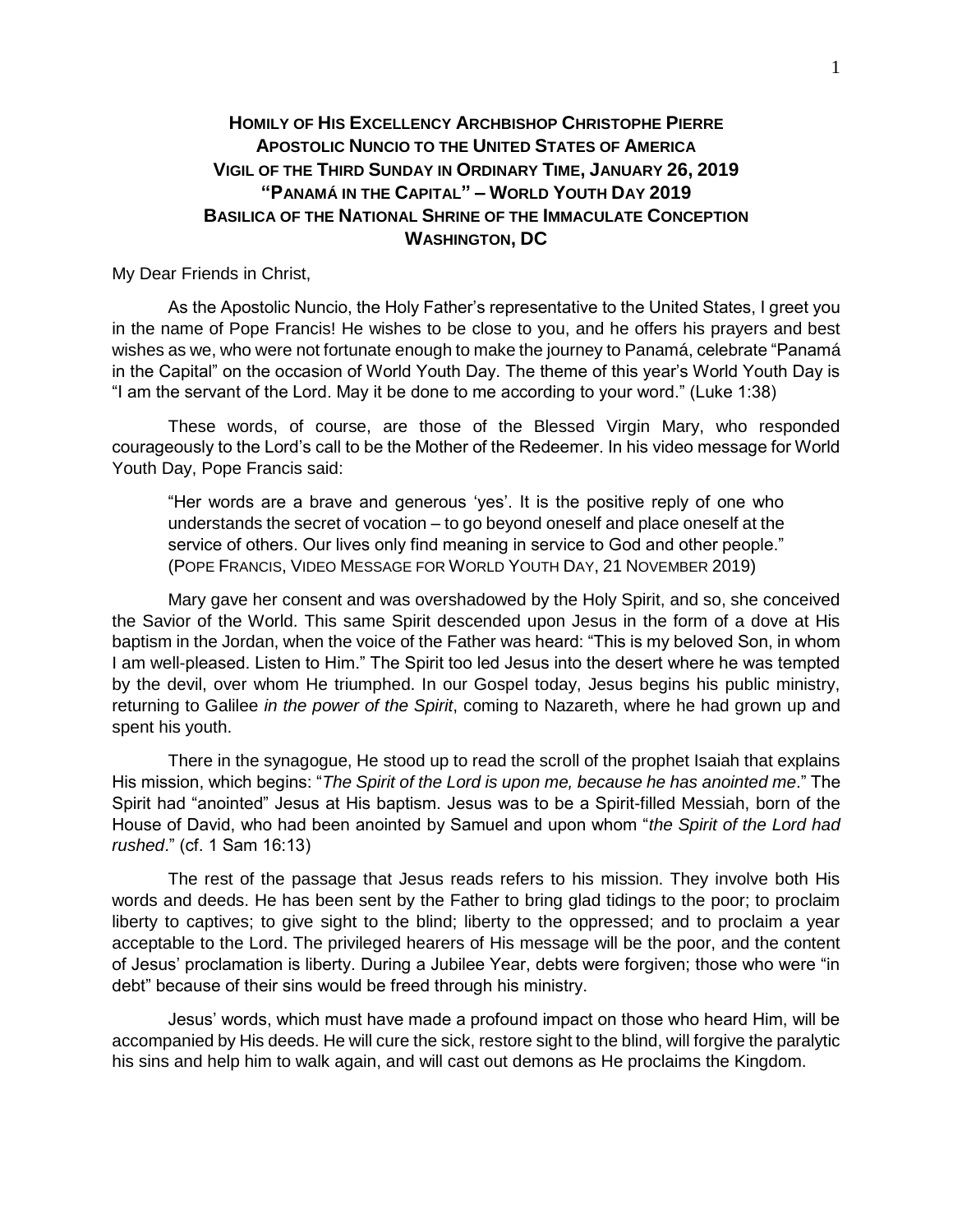# Homily of His Excellency Archbishop Christophe Pierre
# Apostolic Nuncio to the United States of America
# Vigil of the Third Sunday in Ordinary Time, January 26, 2019
# "Panamá in the Capital" – World Youth Day 2019
# Basilica of the National Shrine of the Immaculate Conception
# Washington, DC

My Dear Friends in Christ,

As the Apostolic Nuncio, the Holy Father's representative to the United States, I greet you in the name of Pope Francis! He wishes to be close to you, and he offers his prayers and best wishes as we, who were not fortunate enough to make the journey to Panamá, celebrate "Panamá in the Capital" on the occasion of World Youth Day. The theme of this year's World Youth Day is "I am the servant of the Lord. May it be done to me according to your word." (Luke 1:38)

These words, of course, are those of the Blessed Virgin Mary, who responded courageously to the Lord's call to be the Mother of the Redeemer. In his video message for World Youth Day, Pope Francis said:

> "Her words are a brave and generous 'yes'. It is the positive reply of one who understands the secret of vocation – to go beyond oneself and place oneself at the service of others. Our lives only find meaning in service to God and other people." (Pope Francis, Video Message for World Youth Day, 21 November 2019)

Mary gave her consent and was overshadowed by the Holy Spirit, and so, she conceived the Savior of the World. This same Spirit descended upon Jesus in the form of a dove at His baptism in the Jordan, when the voice of the Father was heard: "This is my beloved Son, in whom I am well-pleased. Listen to Him." The Spirit too led Jesus into the desert where he was tempted by the devil, over whom He triumphed. In our Gospel today, Jesus begins his public ministry, returning to Galilee *in the power of the Spirit*, coming to Nazareth, where he had grown up and spent his youth.

There in the synagogue, He stood up to read the scroll of the prophet Isaiah that explains His mission, which begins: "*The Spirit of the Lord is upon me, because he has anointed me*." The Spirit had "anointed" Jesus at His baptism. Jesus was to be a Spirit-filled Messiah, born of the House of David, who had been anointed by Samuel and upon whom "*the Spirit of the Lord had rushed*." (cf. 1 Sam 16:13)

The rest of the passage that Jesus reads refers to his mission. They involve both His words and deeds. He has been sent by the Father to bring glad tidings to the poor; to proclaim liberty to captives; to give sight to the blind; liberty to the oppressed; and to proclaim a year acceptable to the Lord. The privileged hearers of His message will be the poor, and the content of Jesus' proclamation is liberty. During a Jubilee Year, debts were forgiven; those who were "in debt" because of their sins would be freed through his ministry.

Jesus' words, which must have made a profound impact on those who heard Him, will be accompanied by His deeds. He will cure the sick, restore sight to the blind, will forgive the paralytic his sins and help him to walk again, and will cast out demons as He proclaims the Kingdom.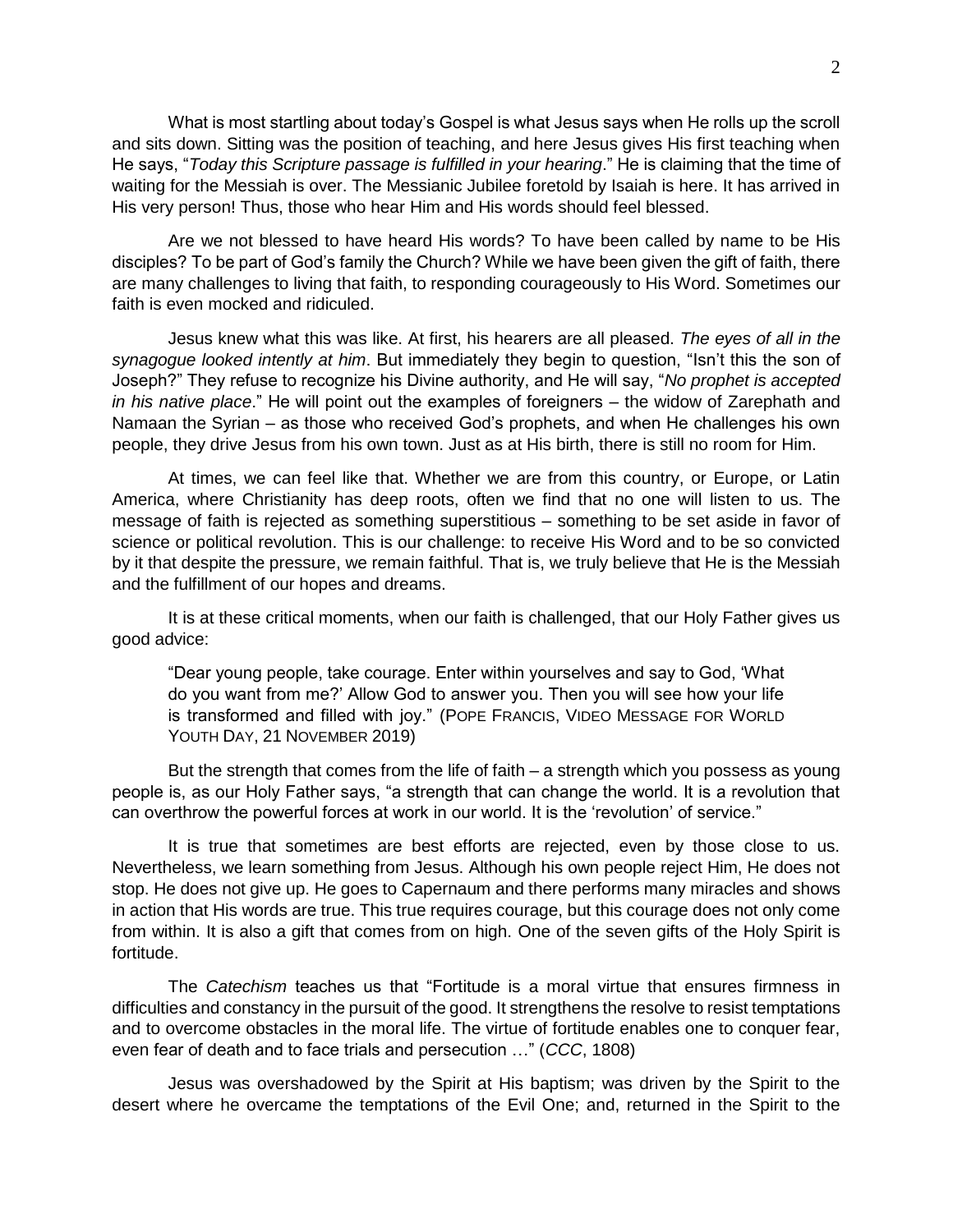What is most startling about today's Gospel is what Jesus says when He rolls up the scroll and sits down. Sitting was the position of teaching, and here Jesus gives His first teaching when He says, "*Today this Scripture passage is fulfilled in your hearing*." He is claiming that the time of waiting for the Messiah is over. The Messianic Jubilee foretold by Isaiah is here. It has arrived in His very person! Thus, those who hear Him and His words should feel blessed.

Are we not blessed to have heard His words? To have been called by name to be His disciples? To be part of God's family the Church? While we have been given the gift of faith, there are many challenges to living that faith, to responding courageously to His Word. Sometimes our faith is even mocked and ridiculed.

Jesus knew what this was like. At first, his hearers are all pleased. *The eyes of all in the synagogue looked intently at him*. But immediately they begin to question, "Isn't this the son of Joseph?" They refuse to recognize his Divine authority, and He will say, "*No prophet is accepted in his native place*." He will point out the examples of foreigners – the widow of Zarephath and Namaan the Syrian – as those who received God's prophets, and when He challenges his own people, they drive Jesus from his own town. Just as at His birth, there is still no room for Him.

At times, we can feel like that. Whether we are from this country, or Europe, or Latin America, where Christianity has deep roots, often we find that no one will listen to us. The message of faith is rejected as something superstitious – something to be set aside in favor of science or political revolution. This is our challenge: to receive His Word and to be so convicted by it that despite the pressure, we remain faithful. That is, we truly believe that He is the Messiah and the fulfillment of our hopes and dreams.

It is at these critical moments, when our faith is challenged, that our Holy Father gives us good advice:

> "Dear young people, take courage. Enter within yourselves and say to God, 'What do you want from me?' Allow God to answer you. Then you will see how your life is transformed and filled with joy." (POPE FRANCIS, VIDEO MESSAGE FOR WORLD YOUTH DAY, 21 NOVEMBER 2019)

But the strength that comes from the life of faith – a strength which you possess as young people is, as our Holy Father says, "a strength that can change the world. It is a revolution that can overthrow the powerful forces at work in our world. It is the 'revolution' of service."

It is true that sometimes are best efforts are rejected, even by those close to us. Nevertheless, we learn something from Jesus. Although his own people reject Him, He does not stop. He does not give up. He goes to Capernaum and there performs many miracles and shows in action that His words are true. This true requires courage, but this courage does not only come from within. It is also a gift that comes from on high. One of the seven gifts of the Holy Spirit is fortitude.

The *Catechism* teaches us that "Fortitude is a moral virtue that ensures firmness in difficulties and constancy in the pursuit of the good. It strengthens the resolve to resist temptations and to overcome obstacles in the moral life. The virtue of fortitude enables one to conquer fear, even fear of death and to face trials and persecution …" (*CCC*, 1808)

Jesus was overshadowed by the Spirit at His baptism; was driven by the Spirit to the desert where he overcame the temptations of the Evil One; and, returned in the Spirit to the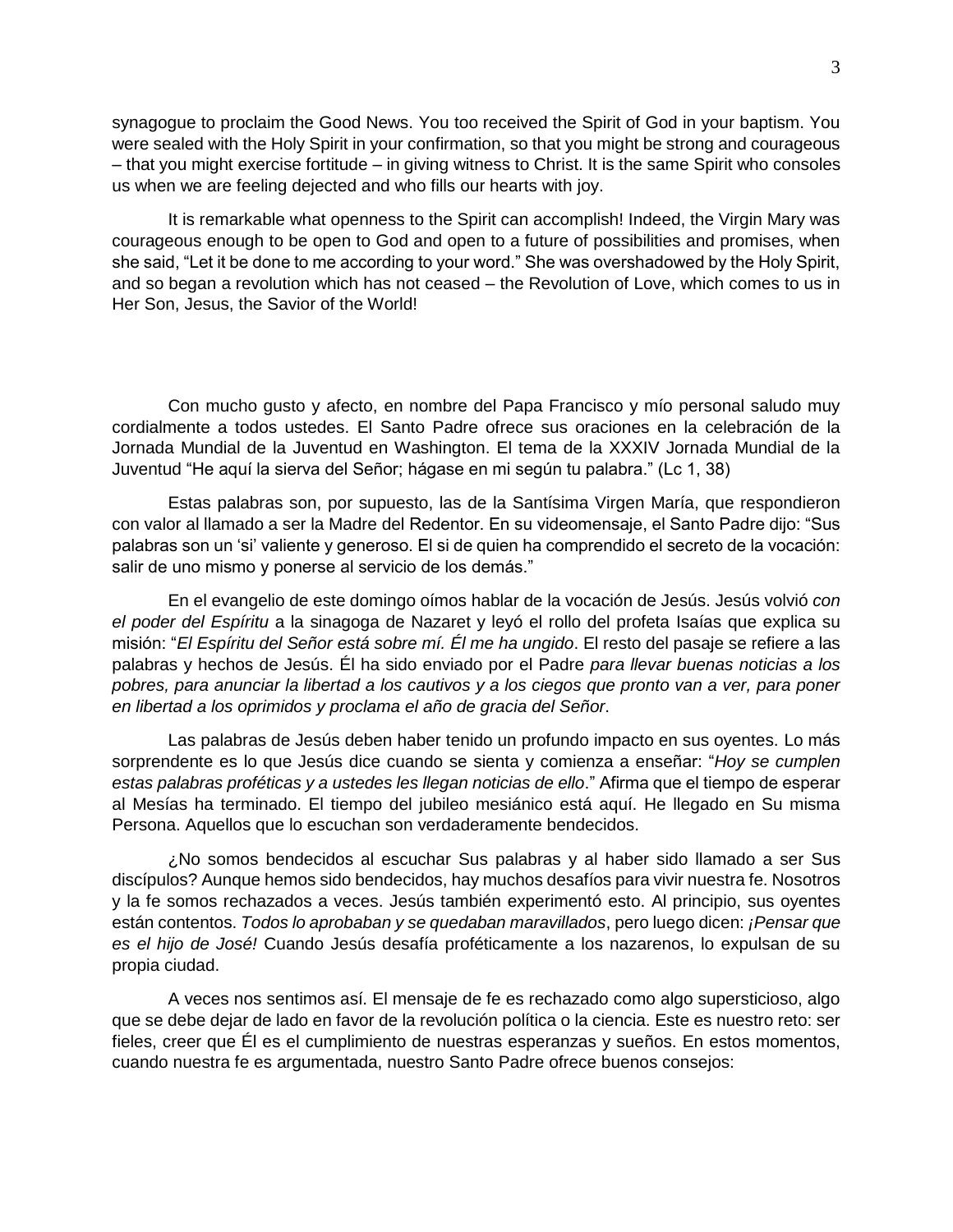synagogue to proclaim the Good News. You too received the Spirit of God in your baptism. You were sealed with the Holy Spirit in your confirmation, so that you might be strong and courageous – that you might exercise fortitude – in giving witness to Christ. It is the same Spirit who consoles us when we are feeling dejected and who fills our hearts with joy.

It is remarkable what openness to the Spirit can accomplish! Indeed, the Virgin Mary was courageous enough to be open to God and open to a future of possibilities and promises, when she said, "Let it be done to me according to your word." She was overshadowed by the Holy Spirit, and so began a revolution which has not ceased – the Revolution of Love, which comes to us in Her Son, Jesus, the Savior of the World!

Con mucho gusto y afecto, en nombre del Papa Francisco y mío personal saludo muy cordialmente a todos ustedes. El Santo Padre ofrece sus oraciones en la celebración de la Jornada Mundial de la Juventud en Washington. El tema de la XXXIV Jornada Mundial de la Juventud "He aquí la sierva del Señor; hágase en mi según tu palabra." (Lc 1, 38)

Estas palabras son, por supuesto, las de la Santísima Virgen María, que respondieron con valor al llamado a ser la Madre del Redentor. En su videomensaje, el Santo Padre dijo: "Sus palabras son un 'si' valiente y generoso. El si de quien ha comprendido el secreto de la vocación: salir de uno mismo y ponerse al servicio de los demás."

En el evangelio de este domingo oímos hablar de la vocación de Jesús. Jesús volvió *con el poder del Espíritu* a la sinagoga de Nazaret y leyó el rollo del profeta Isaías que explica su misión: "*El Espíritu del Señor está sobre mí. Él me ha ungido*. El resto del pasaje se refiere a las palabras y hechos de Jesús. Él ha sido enviado por el Padre *para llevar buenas noticias a los pobres, para anunciar la libertad a los cautivos y a los ciegos que pronto van a ver, para poner en libertad a los oprimidos y proclama el año de gracia del Señor*.

Las palabras de Jesús deben haber tenido un profundo impacto en sus oyentes. Lo más sorprendente es lo que Jesús dice cuando se sienta y comienza a enseñar: "*Hoy se cumplen estas palabras proféticas y a ustedes les llegan noticias de ello*." Afirma que el tiempo de esperar al Mesías ha terminado. El tiempo del jubileo mesiánico está aquí. He llegado en Su misma Persona. Aquellos que lo escuchan son verdaderamente bendecidos.

¿No somos bendecidos al escuchar Sus palabras y al haber sido llamado a ser Sus discípulos? Aunque hemos sido bendecidos, hay muchos desafíos para vivir nuestra fe. Nosotros y la fe somos rechazados a veces. Jesús también experimentó esto. Al principio, sus oyentes están contentos. *Todos lo aprobaban y se quedaban maravillados*, pero luego dicen: *¡Pensar que es el hijo de José!* Cuando Jesús desafía proféticamente a los nazarenos, lo expulsan de su propia ciudad.

A veces nos sentimos así. El mensaje de fe es rechazado como algo supersticioso, algo que se debe dejar de lado en favor de la revolución política o la ciencia. Este es nuestro reto: ser fieles, creer que Él es el cumplimiento de nuestras esperanzas y sueños. En estos momentos, cuando nuestra fe es argumentada, nuestro Santo Padre ofrece buenos consejos: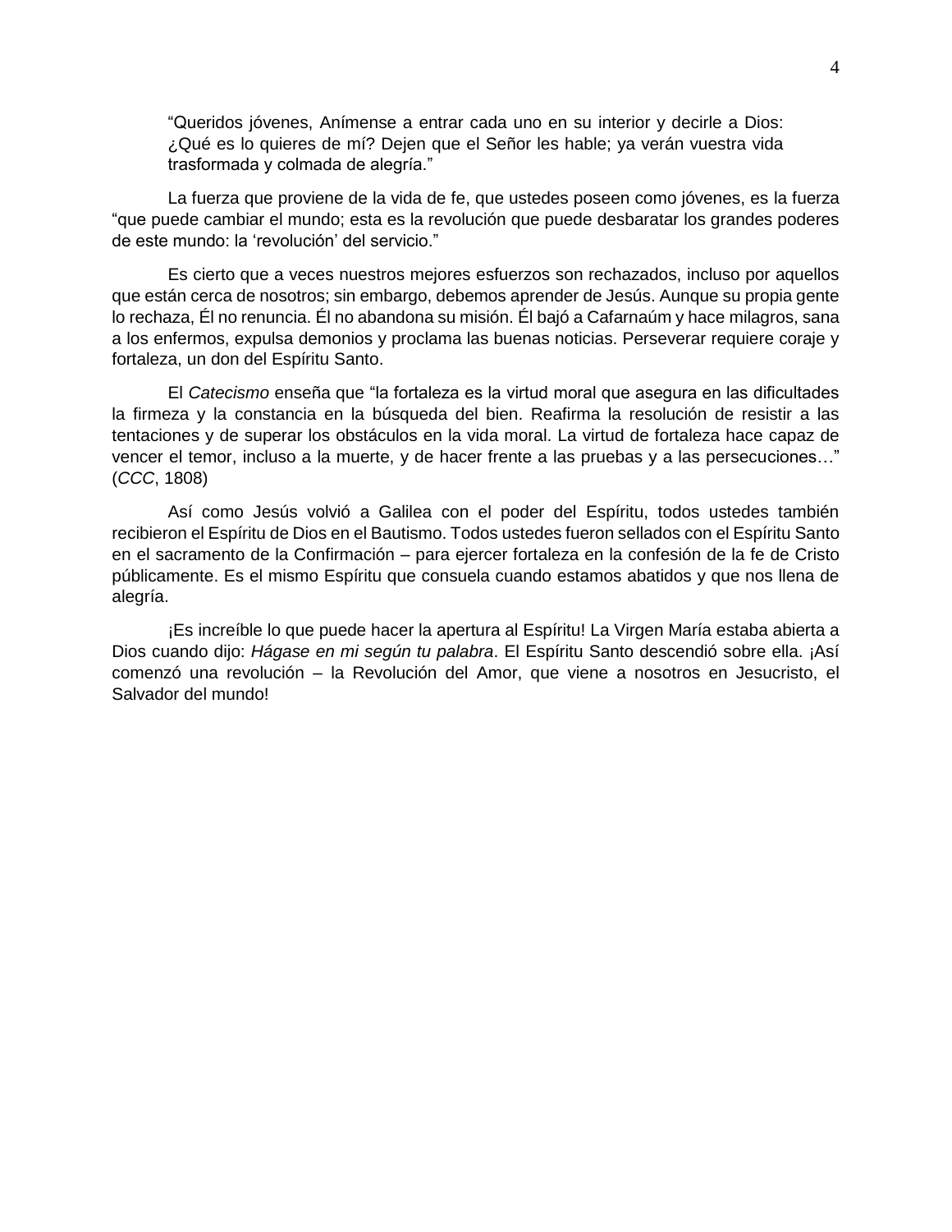> "Queridos jóvenes, Anímense a entrar cada uno en su interior y decirle a Dios: ¿Qué es lo quieres de mí? Dejen que el Señor les hable; ya verán vuestra vida trasformada y colmada de alegría."

La fuerza que proviene de la vida de fe, que ustedes poseen como jóvenes, es la fuerza "que puede cambiar el mundo; esta es la revolución que puede desbaratar los grandes poderes de este mundo: la 'revolución' del servicio."

Es cierto que a veces nuestros mejores esfuerzos son rechazados, incluso por aquellos que están cerca de nosotros; sin embargo, debemos aprender de Jesús. Aunque su propia gente lo rechaza, Él no renuncia. Él no abandona su misión. Él bajó a Cafarnaúm y hace milagros, sana a los enfermos, expulsa demonios y proclama las buenas noticias. Perseverar requiere coraje y fortaleza, un don del Espíritu Santo.

El *Catecismo* enseña que "la fortaleza es la virtud moral que asegura en las dificultades la firmeza y la constancia en la búsqueda del bien. Reafirma la resolución de resistir a las tentaciones y de superar los obstáculos en la vida moral. La virtud de fortaleza hace capaz de vencer el temor, incluso a la muerte, y de hacer frente a las pruebas y a las persecuciones…" (*CCC*, 1808)

Así como Jesús volvió a Galilea con el poder del Espíritu, todos ustedes también recibieron el Espíritu de Dios en el Bautismo. Todos ustedes fueron sellados con el Espíritu Santo en el sacramento de la Confirmación – para ejercer fortaleza en la confesión de la fe de Cristo públicamente. Es el mismo Espíritu que consuela cuando estamos abatidos y que nos llena de alegría.

¡Es increíble lo que puede hacer la apertura al Espíritu! La Virgen María estaba abierta a Dios cuando dijo: *Hágase en mi según tu palabra*. El Espíritu Santo descendió sobre ella. ¡Así comenzó una revolución – la Revolución del Amor, que viene a nosotros en Jesucristo, el Salvador del mundo!